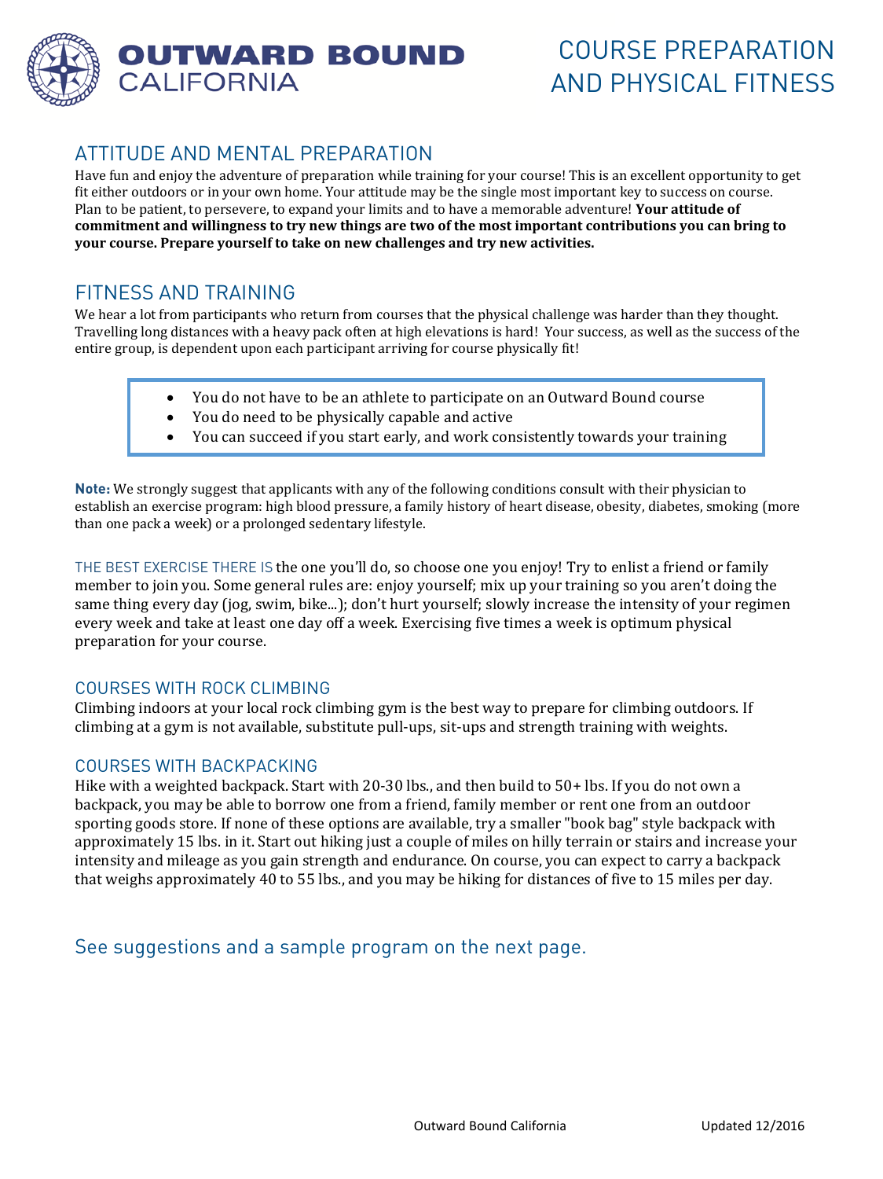# OUTWARD BOUND CALIFORNIA

# COURSE PREPARATION AND PHYSICAL FITNESS

## ATTITUDE AND MENTAL PREPARATION

Have fun and enjoy the adventure of preparation while training for your course! This is an excellent opportunity to get fit either outdoors or in your own home. Your attitude may be the single most important key to success on course. Plan to be patient, to persevere, to expand your limits and to have a memorable adventure! **Your attitude of commitment and willingness to try new things are two of the most important contributions you can bring to your course. Prepare yourself to take on new challenges and try new activities.**

## FITNESS AND TRAINING

We hear a lot from participants who return from courses that the physical challenge was harder than they thought. Travelling long distances with a heavy pack often at high elevations is hard! Your success, as well as the success of the entire group, is dependent upon each participant arriving for course physically fit!

- You do not have to be an athlete to participate on an Outward Bound course
- You do need to be physically capable and active
- You can succeed if you start early, and work consistently towards your training

**Note:** We strongly suggest that applicants with any of the following conditions consult with their physician to establish an exercise program: high blood pressure, a family history of heart disease, obesity, diabetes, smoking (more than one pack a week) or a prolonged sedentary lifestyle.

THE BEST EXERCISE THERE IS the one you'll do, so choose one you enjoy! Try to enlist a friend or family member to join you. Some general rules are: enjoy yourself; mix up your training so you aren't doing the same thing every day (jog, swim, bike...); don't hurt yourself; slowly increase the intensity of your regimen every week and take at least one day off a week. Exercising five times a week is optimum physical preparation for your course.

### COURSES WITH ROCK CLIMBING

Climbing indoors at your local rock climbing gym is the best way to prepare for climbing outdoors. If climbing at a gym is not available, substitute pull-ups, sit-ups and strength training with weights.

### COURSES WITH BACKPACKING

Hike with a weighted backpack. Start with 20-30 lbs., and then build to 50+ lbs. If you do not own a backpack, you may be able to borrow one from a friend, family member or rent one from an outdoor sporting goods store. If none of these options are available, try a smaller "book bag" style backpack with approximately 15 lbs. in it. Start out hiking just a couple of miles on hilly terrain or stairs and increase your intensity and mileage as you gain strength and endurance. On course, you can expect to carry a backpack that weighs approximately 40 to 55 lbs., and you may be hiking for distances of five to 15 miles per day.

See suggestions and a sample program on the next page.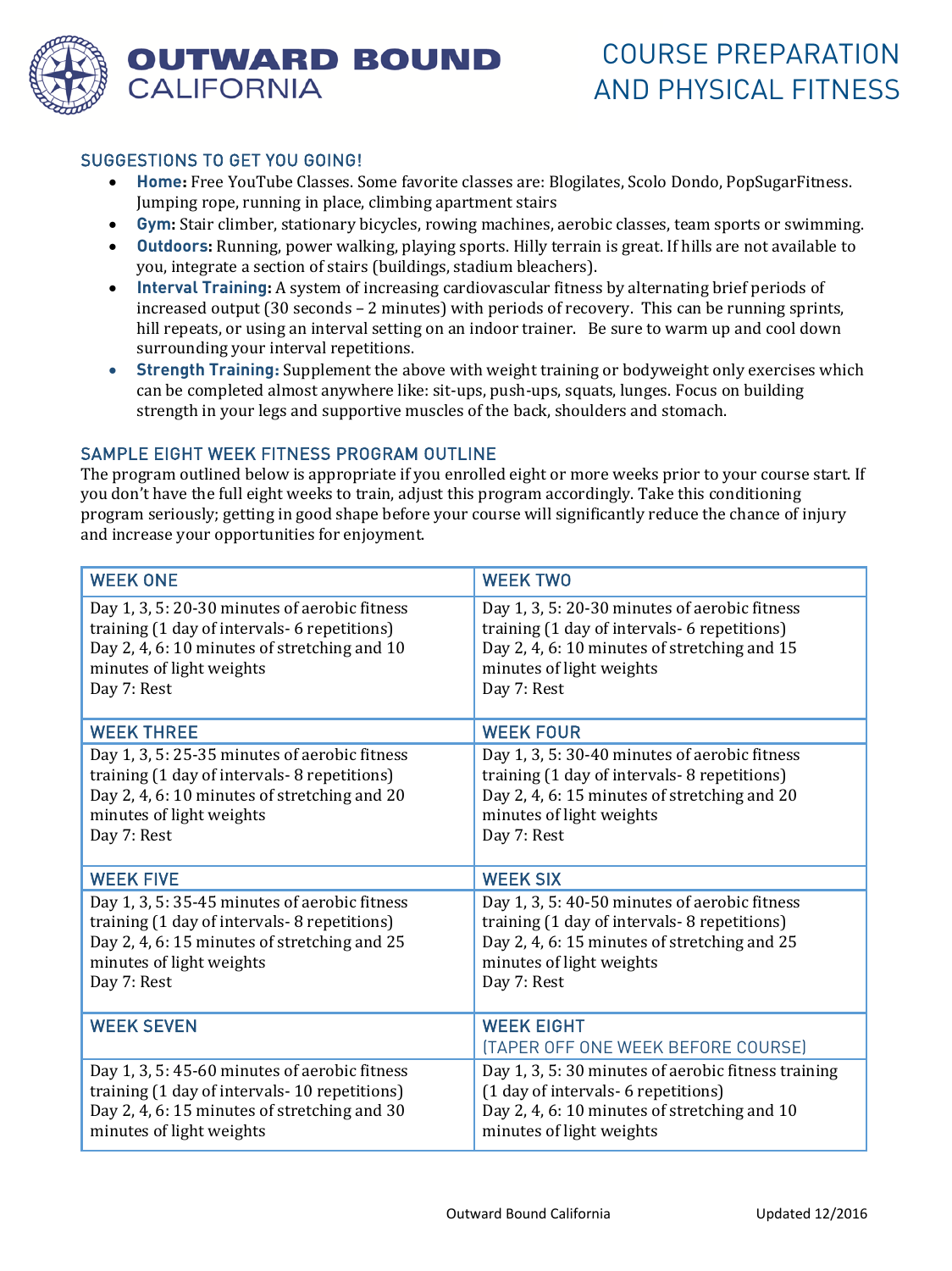# OUTWARD BOUND CALIFORNIA

# COURSE PREPARATION AND PHYSICAL FITNESS

## SUGGESTIONS TO GET YOU GOING!

- **Home:** Free YouTube Classes. Some favorite classes are: Blogilates, Scolo Dondo, PopSugarFitness. Jumping rope, running in place, climbing apartment stairs
- **Gym:** Stair climber, stationary bicycles, rowing machines, aerobic classes, team sports or swimming.
- **Outdoors:** Running, power walking, playing sports. Hilly terrain is great. If hills are not available to you, integrate a section of stairs (buildings, stadium bleachers).
- **Interval Training:** A system of increasing cardiovascular fitness by alternating brief periods of increased output (30 seconds – 2 minutes) with periods of recovery. This can be running sprints, hill repeats, or using an interval setting on an indoor trainer. Be sure to warm up and cool down surrounding your interval repetitions.
- **Strength Training:** Supplement the above with weight training or bodyweight only exercises which can be completed almost anywhere like: sit-ups, push-ups, squats, lunges. Focus on building strength in your legs and supportive muscles of the back, shoulders and stomach.

## SAMPLE EIGHT WEEK FITNESS PROGRAM OUTLINE

The program outlined below is appropriate if you enrolled eight or more weeks prior to your course start. If you don't have the full eight weeks to train, adjust this program accordingly. Take this conditioning program seriously; getting in good shape before your course will significantly reduce the chance of injury and increase your opportunities for enjoyment.

| WEEK ONE | WEEK TWO |
|---|---|
| Day 1, 3, 5: 20-30 minutes of aerobic fitness training (1 day of intervals- 6 repetitions)<br>Day 2, 4, 6: 10 minutes of stretching and 10 minutes of light weights<br>Day 7: Rest | Day 1, 3, 5: 20-30 minutes of aerobic fitness training (1 day of intervals- 6 repetitions)<br>Day 2, 4, 6: 10 minutes of stretching and 15 minutes of light weights<br>Day 7: Rest |
| **WEEK THREE** | **WEEK FOUR** |
| Day 1, 3, 5: 25-35 minutes of aerobic fitness training (1 day of intervals- 8 repetitions)<br>Day 2, 4, 6: 10 minutes of stretching and 20 minutes of light weights<br>Day 7: Rest | Day 1, 3, 5: 30-40 minutes of aerobic fitness training (1 day of intervals- 8 repetitions)<br>Day 2, 4, 6: 15 minutes of stretching and 20 minutes of light weights<br>Day 7: Rest |
| **WEEK FIVE** | **WEEK SIX** |
| Day 1, 3, 5: 35-45 minutes of aerobic fitness training (1 day of intervals- 8 repetitions)<br>Day 2, 4, 6: 15 minutes of stretching and 25 minutes of light weights<br>Day 7: Rest | Day 1, 3, 5: 40-50 minutes of aerobic fitness training (1 day of intervals- 8 repetitions)<br>Day 2, 4, 6: 15 minutes of stretching and 25 minutes of light weights<br>Day 7: Rest |
| **WEEK SEVEN** | **WEEK EIGHT** (TAPER OFF ONE WEEK BEFORE COURSE) |
| Day 1, 3, 5: 45-60 minutes of aerobic fitness training (1 day of intervals- 10 repetitions)<br>Day 2, 4, 6: 15 minutes of stretching and 30 minutes of light weights | Day 1, 3, 5: 30 minutes of aerobic fitness training (1 day of intervals- 6 repetitions)<br>Day 2, 4, 6: 10 minutes of stretching and 10 minutes of light weights |

Outward Bound California    Updated 12/2016